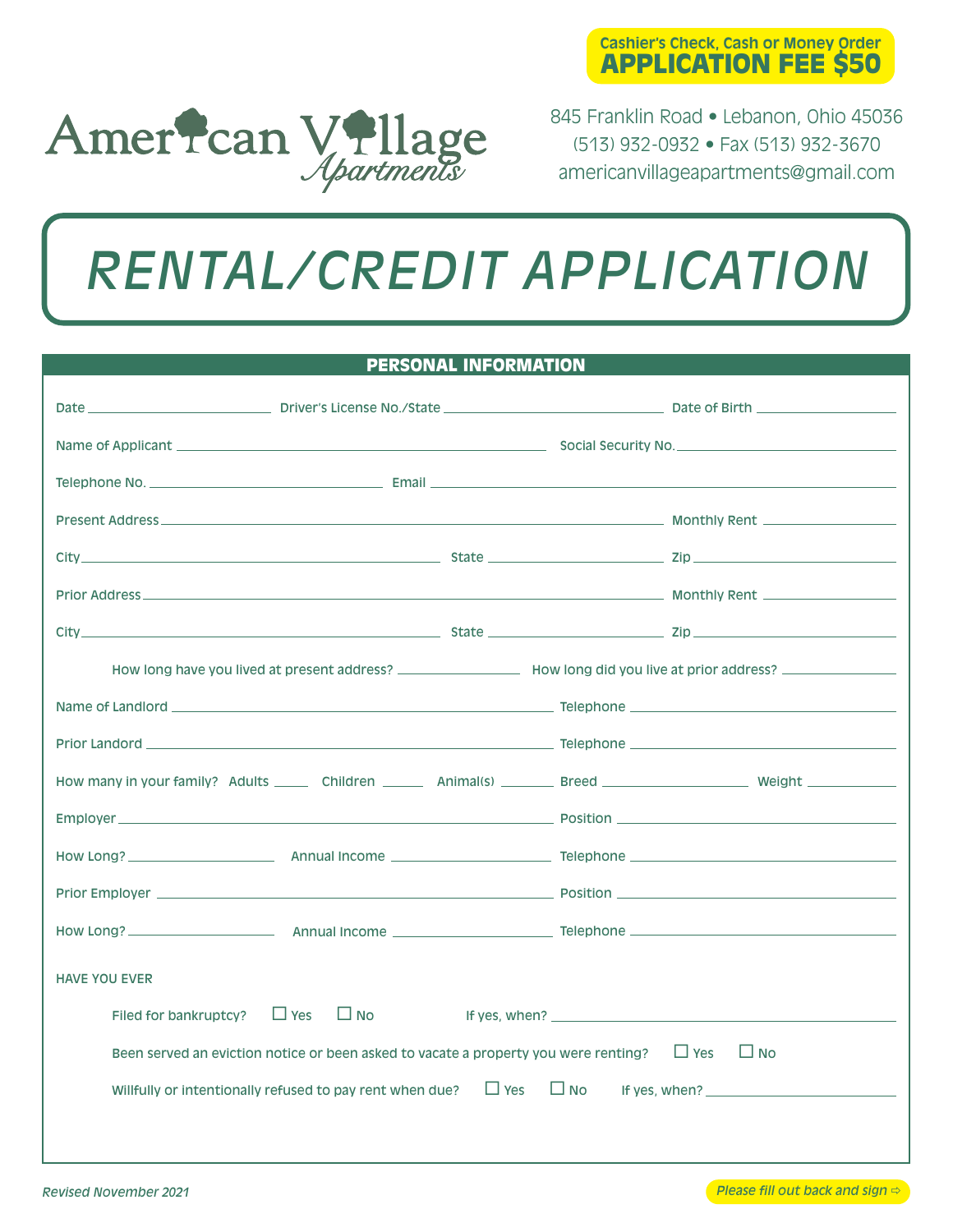**Cashier's Check, Cash or Money Order**
**APPLICATION FEE $50**

American Village *Apartments*

845 Franklin Road • Lebanon, Ohio 45036
(513) 932-0932 • Fax (513) 932-3670
americanvillageapartments@gmail.com

# *RENTAL/CREDIT APPLICATION*

## PERSONAL INFORMATION

Date ____________ Driver's License No./State ____________ Date of Birth ____________

Name of Applicant ____________ Social Security No. ____________

Telephone No. ____________ Email ____________

Present Address ____________ Monthly Rent ____________

City ____________ State ____________ Zip ____________

Prior Address ____________ Monthly Rent ____________

City ____________ State ____________ Zip ____________

How long have you lived at present address? ____________ How long did you live at prior address? ____________

Name of Landlord ____________ Telephone ____________

Prior Landord ____________ Telephone ____________

How many in your family? Adults ______ Children ______ Animal(s) ______ Breed ____________ Weight ______

Employer ____________ Position ____________

How Long? ____________ Annual Income ____________ Telephone ____________

Prior Employer ____________ Position ____________

How Long? ____________ Annual Income ____________ Telephone ____________

HAVE YOU EVER

Filed for bankruptcy? ☐ Yes ☐ No If yes, when? ____________

Been served an eviction notice or been asked to vacate a property you were renting? ☐ Yes ☐ No

Willfully or intentionally refused to pay rent when due? ☐ Yes ☐ No If yes, when? ____________

*Revised November 2021*

*Please fill out back and sign ⇨*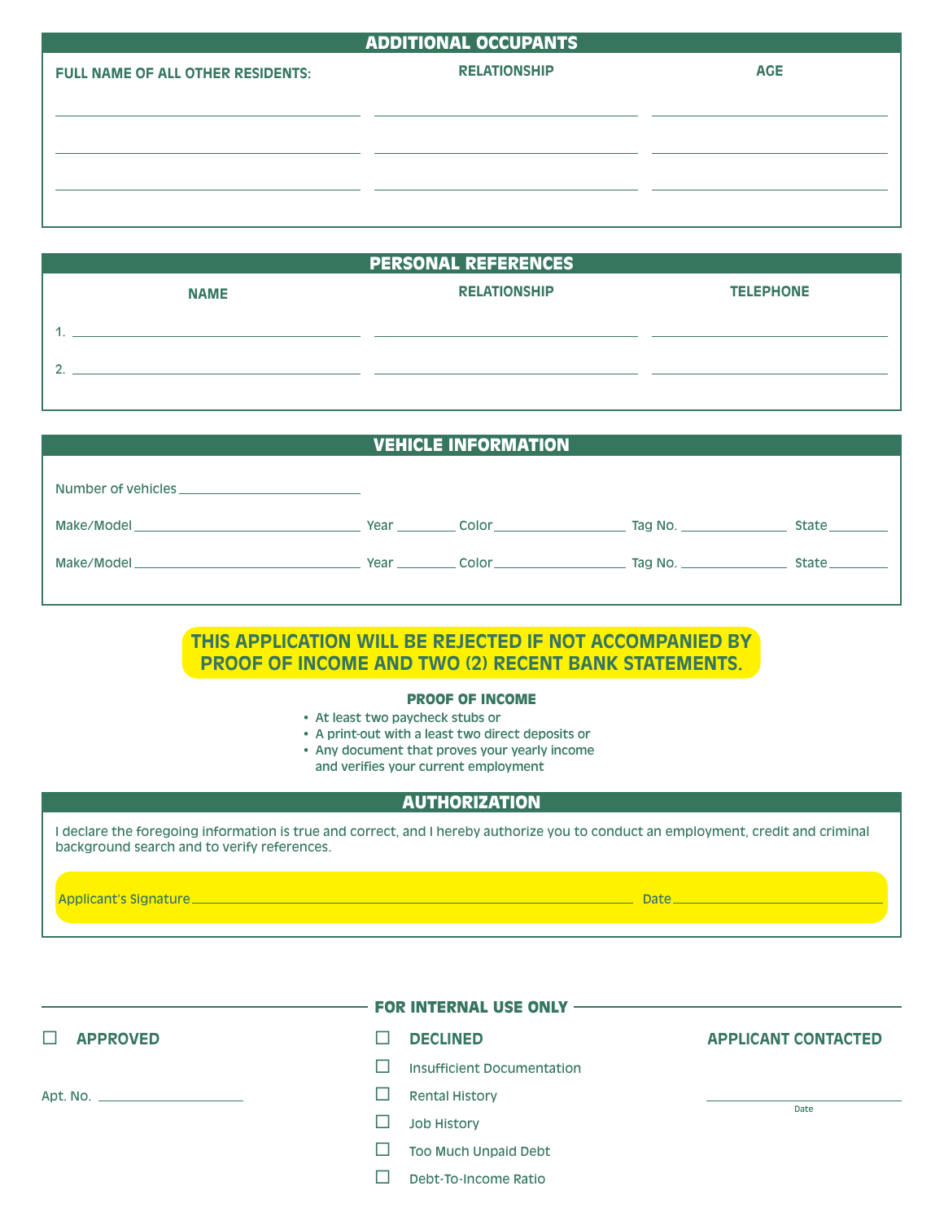## ADDITIONAL OCCUPANTS

| FULL NAME OF ALL OTHER RESIDENTS: | RELATIONSHIP | AGE |
|---|---|---|
| | | |
| | | |
| | | |

## PERSONAL REFERENCES

| | NAME | RELATIONSHIP | TELEPHONE |
|---|---|---|---|
| 1. | | | |
| 2. | | | |

## VEHICLE INFORMATION

Number of vehicles ______________________

Make/Model ______________________ Year ________ Color ______________ Tag No. ____________ State ________

Make/Model ______________________ Year ________ Color ______________ Tag No. ____________ State ________

**THIS APPLICATION WILL BE REJECTED IF NOT ACCOMPANIED BY PROOF OF INCOME AND TWO (2) RECENT BANK STATEMENTS.**

**PROOF OF INCOME**

- At least two paycheck stubs or
- A print-out with a least two direct deposits or
- Any document that proves your yearly income and verifies your current employment

## AUTHORIZATION

I declare the foregoing information is true and correct, and I hereby authorize you to conduct an employment, credit and criminal background search and to verify references.

Applicant's Signature ______________________________________________ Date ______________________

## FOR INTERNAL USE ONLY

☐ **APPROVED**

Apt. No. ________________

☐ **DECLINED**

☐ Insufficient Documentation

☐ Rental History

☐ Job History

☐ Too Much Unpaid Debt

☐ Debt-To-Income Ratio

**APPLICANT CONTACTED**

______________________
Date